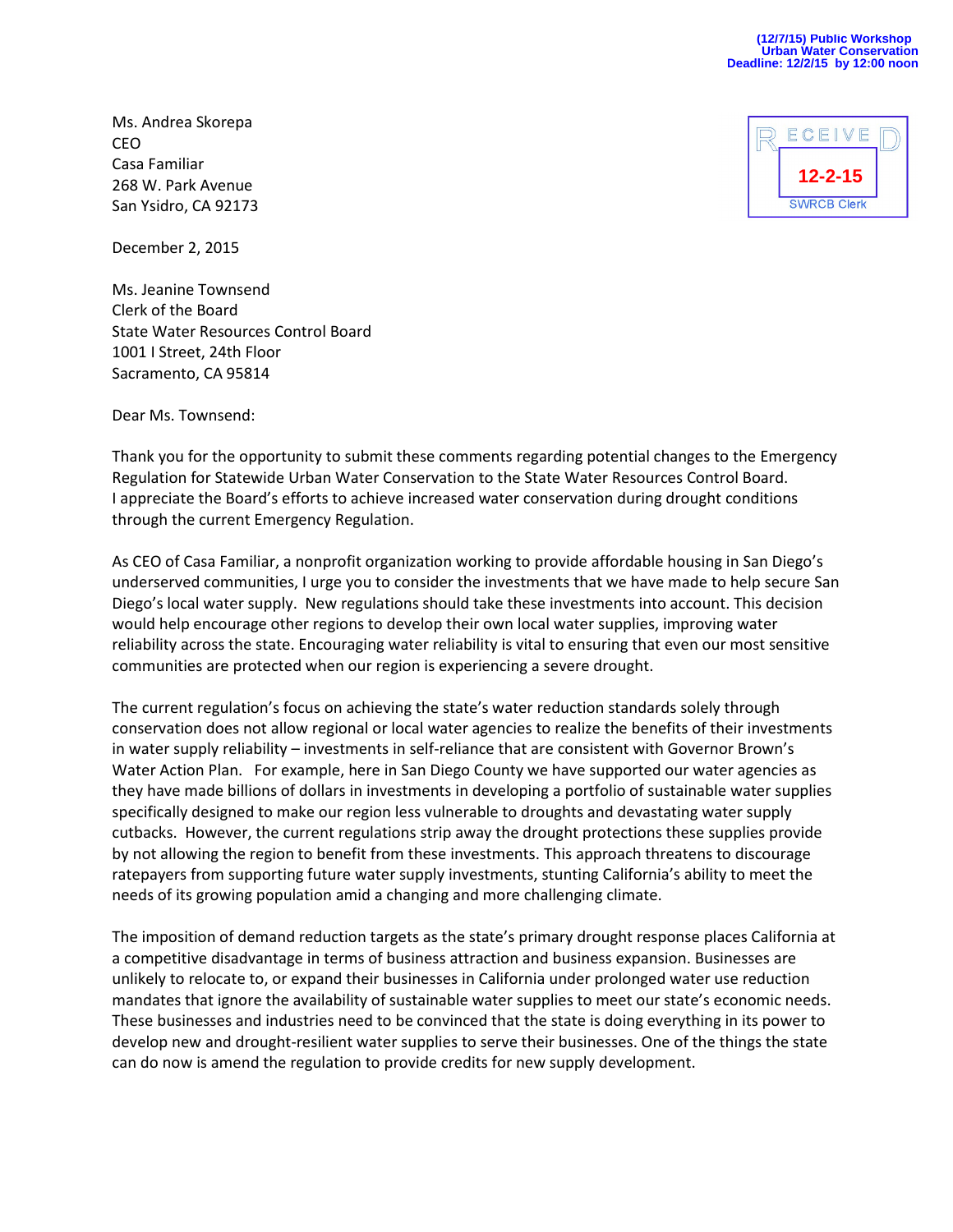(12/7/15) Public Workshop
Urban Water Conservation
Deadline: 12/2/15 by 12:00 noon

RECEIVED
12-2-15
SWRCB Clerk

Ms. Andrea Skorepa
CEO
Casa Familiar
268 W. Park Avenue
San Ysidro, CA 92173

December 2, 2015

Ms. Jeanine Townsend
Clerk of the Board
State Water Resources Control Board
1001 I Street, 24th Floor
Sacramento, CA 95814

Dear Ms. Townsend:

Thank you for the opportunity to submit these comments regarding potential changes to the Emergency Regulation for Statewide Urban Water Conservation to the State Water Resources Control Board. I appreciate the Board's efforts to achieve increased water conservation during drought conditions through the current Emergency Regulation.

As CEO of Casa Familiar, a nonprofit organization working to provide affordable housing in San Diego's underserved communities, I urge you to consider the investments that we have made to help secure San Diego's local water supply. New regulations should take these investments into account. This decision would help encourage other regions to develop their own local water supplies, improving water reliability across the state. Encouraging water reliability is vital to ensuring that even our most sensitive communities are protected when our region is experiencing a severe drought.

The current regulation's focus on achieving the state's water reduction standards solely through conservation does not allow regional or local water agencies to realize the benefits of their investments in water supply reliability – investments in self-reliance that are consistent with Governor Brown's Water Action Plan. For example, here in San Diego County we have supported our water agencies as they have made billions of dollars in investments in developing a portfolio of sustainable water supplies specifically designed to make our region less vulnerable to droughts and devastating water supply cutbacks. However, the current regulations strip away the drought protections these supplies provide by not allowing the region to benefit from these investments. This approach threatens to discourage ratepayers from supporting future water supply investments, stunting California's ability to meet the needs of its growing population amid a changing and more challenging climate.

The imposition of demand reduction targets as the state's primary drought response places California at a competitive disadvantage in terms of business attraction and business expansion. Businesses are unlikely to relocate to, or expand their businesses in California under prolonged water use reduction mandates that ignore the availability of sustainable water supplies to meet our state's economic needs. These businesses and industries need to be convinced that the state is doing everything in its power to develop new and drought-resilient water supplies to serve their businesses. One of the things the state can do now is amend the regulation to provide credits for new supply development.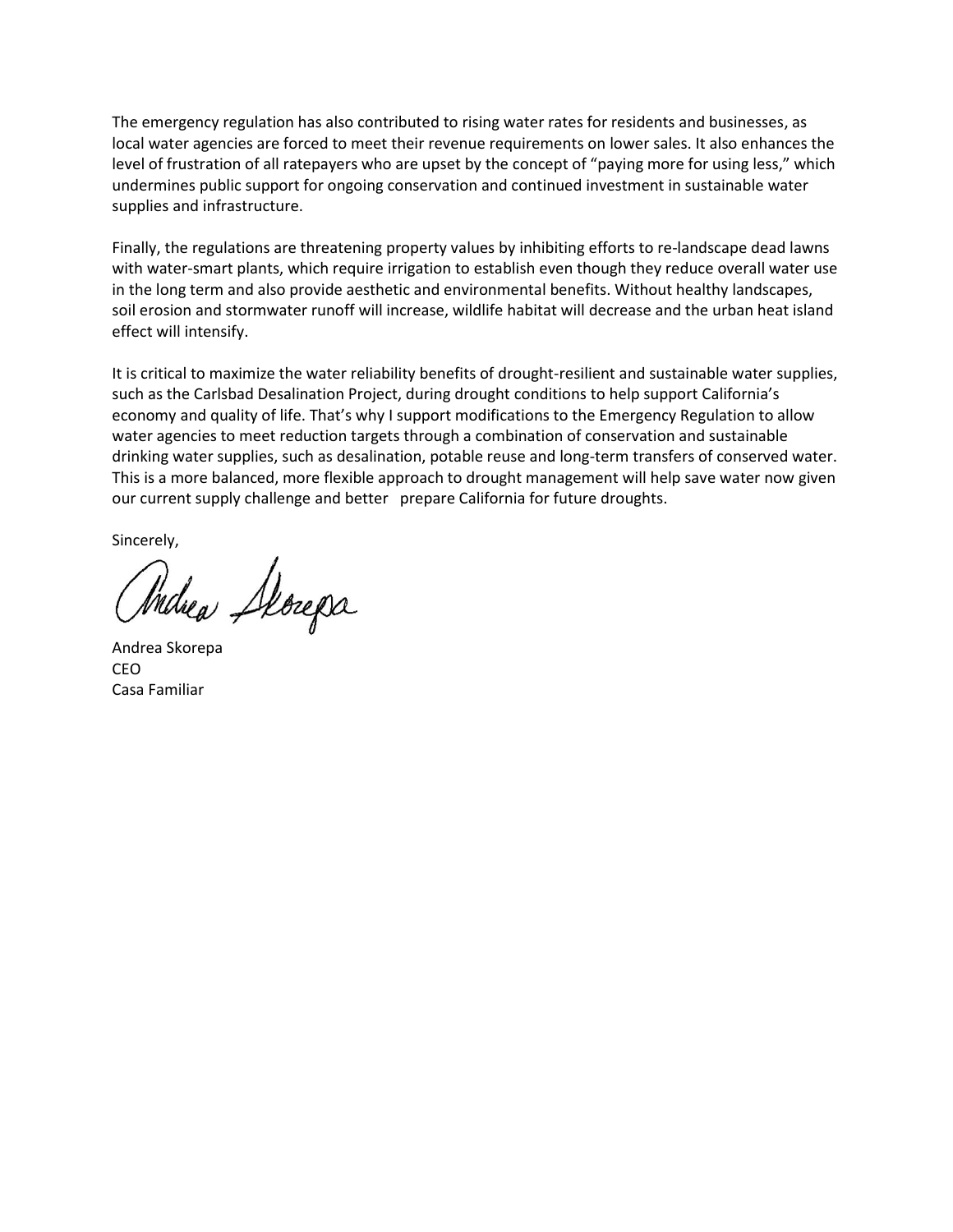The emergency regulation has also contributed to rising water rates for residents and businesses, as local water agencies are forced to meet their revenue requirements on lower sales. It also enhances the level of frustration of all ratepayers who are upset by the concept of "paying more for using less," which undermines public support for ongoing conservation and continued investment in sustainable water supplies and infrastructure.

Finally, the regulations are threatening property values by inhibiting efforts to re-landscape dead lawns with water-smart plants, which require irrigation to establish even though they reduce overall water use in the long term and also provide aesthetic and environmental benefits. Without healthy landscapes, soil erosion and stormwater runoff will increase, wildlife habitat will decrease and the urban heat island effect will intensify.

It is critical to maximize the water reliability benefits of drought-resilient and sustainable water supplies, such as the Carlsbad Desalination Project, during drought conditions to help support California's economy and quality of life. That's why I support modifications to the Emergency Regulation to allow water agencies to meet reduction targets through a combination of conservation and sustainable drinking water supplies, such as desalination, potable reuse and long-term transfers of conserved water. This is a more balanced, more flexible approach to drought management will help save water now given our current supply challenge and better prepare California for future droughts.

Sincerely,

Andrea Skorepa
CEO
Casa Familiar